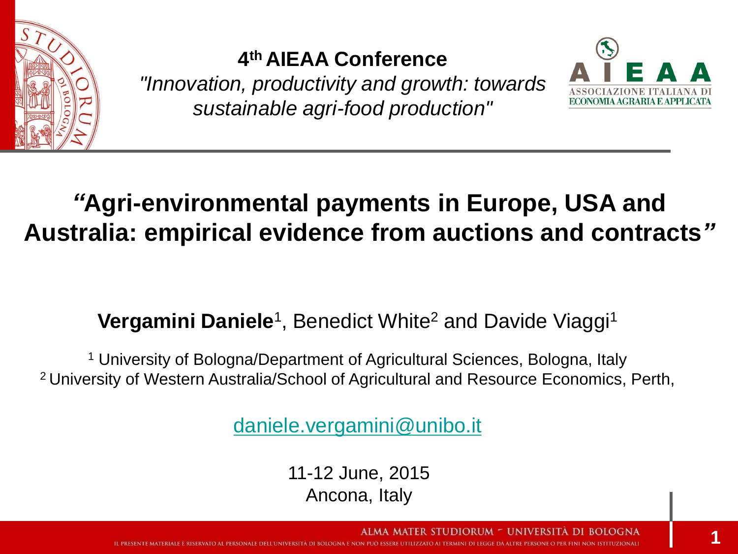**4th AIEAA Conference**

*"Innovation, productivity and growth: towards sustainable agri-food production"*

# "Agri-environmental payments in Europe, USA and Australia: empirical evidence from auctions and contracts"

**Vergamini Daniele**[1], Benedict White[2] and Davide Viaggi[1]

[1] University of Bologna/Department of Agricultural Sciences, Bologna, Italy
[2] University of Western Australia/School of Agricultural and Resource Economics, Perth,

daniele.vergamini@unibo.it

11-12 June, 2015
Ancona, Italy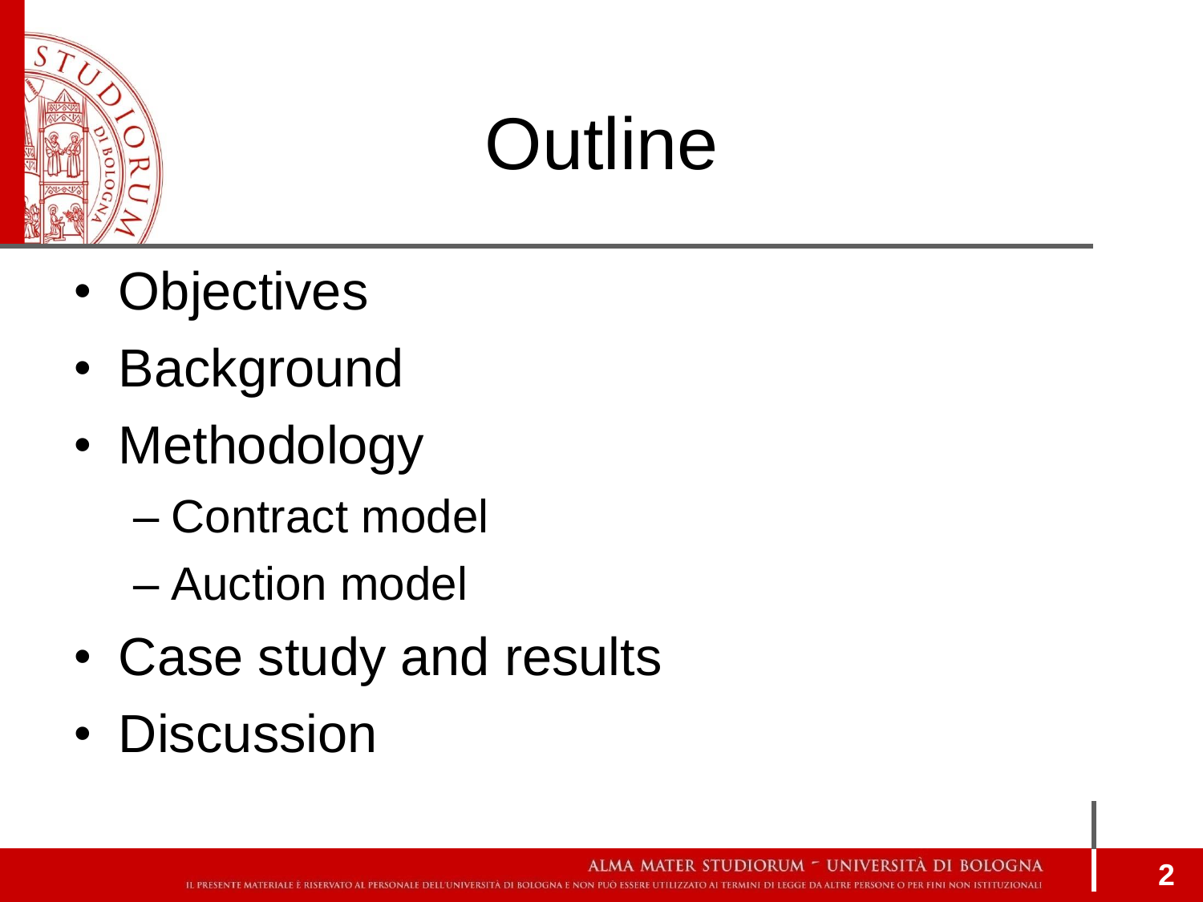# Outline

- Objectives
- Background
- Methodology
  - Contract model
  - Auction model
- Case study and results
- Discussion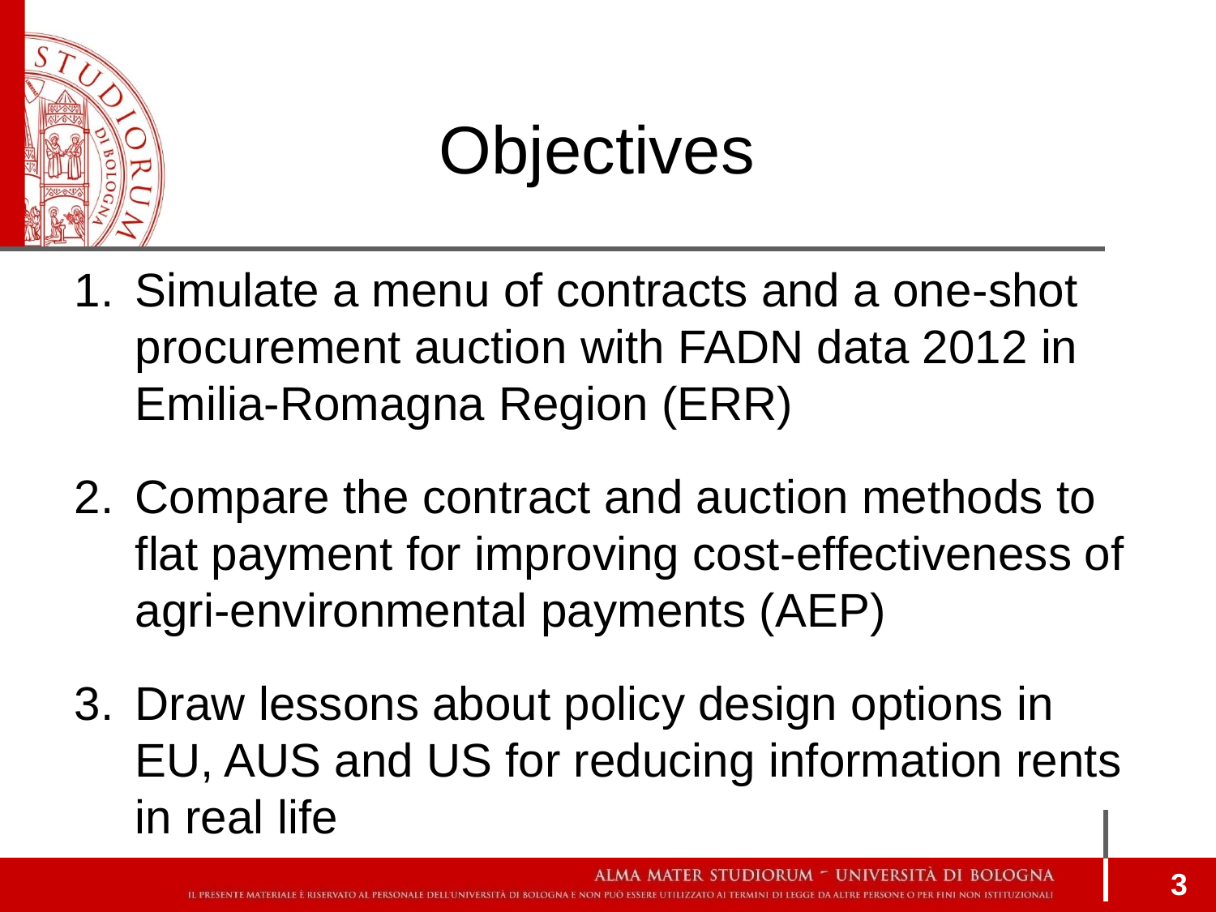# Objectives

1. Simulate a menu of contracts and a one-shot procurement auction with FADN data 2012 in Emilia-Romagna Region (ERR)

2. Compare the contract and auction methods to flat payment for improving cost-effectiveness of agri-environmental payments (AEP)

3. Draw lessons about policy design options in EU, AUS and US for reducing information rents in real life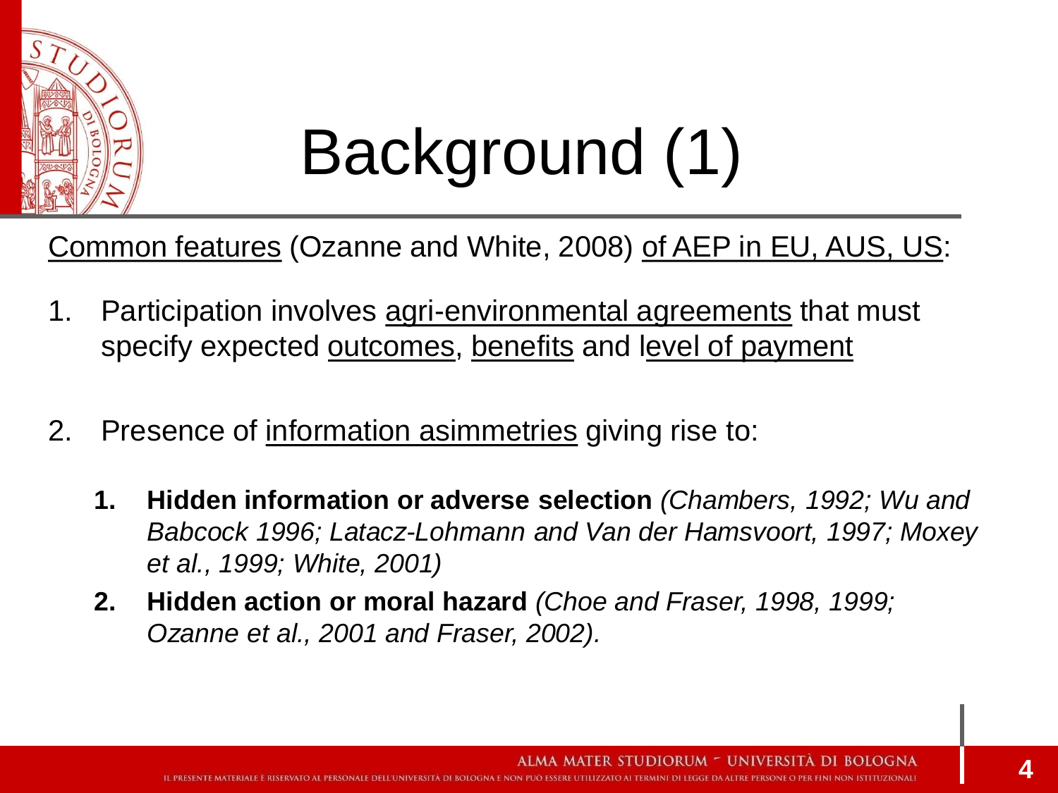# Background (1)

Common features (Ozanne and White, 2008) of AEP in EU, AUS, US:

1. Participation involves agri-environmental agreements that must specify expected outcomes, benefits and level of payment

2. Presence of information asimmetries giving rise to:

    1. **Hidden information or adverse selection** *(Chambers, 1992; Wu and Babcock 1996; Latacz-Lohmann and Van der Hamsvoort, 1997; Moxey et al., 1999; White, 2001)*
    2. **Hidden action or moral hazard** *(Choe and Fraser, 1998, 1999; Ozanne et al., 2001 and Fraser, 2002).*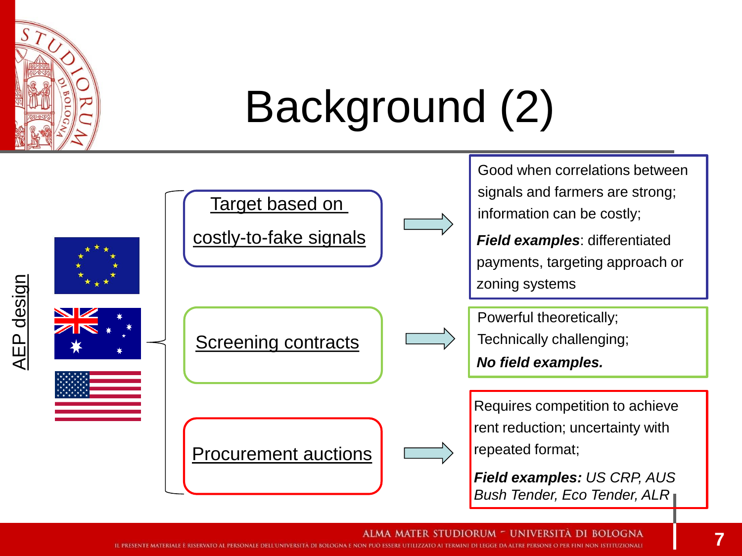# Background (2)

AEP design

- **Target based on costly-to-fake signals** → Good when correlations between signals and farmers are strong; information can be costly; ***Field examples***: differentiated payments, targeting approach or zoning systems
- **Screening contracts** → Powerful theoretically; Technically challenging; ***No field examples.***
- **Procurement auctions** → Requires competition to achieve rent reduction; uncertainty with repeated format; ***Field examples:*** *US CRP, AUS Bush Tender, Eco Tender, ALR*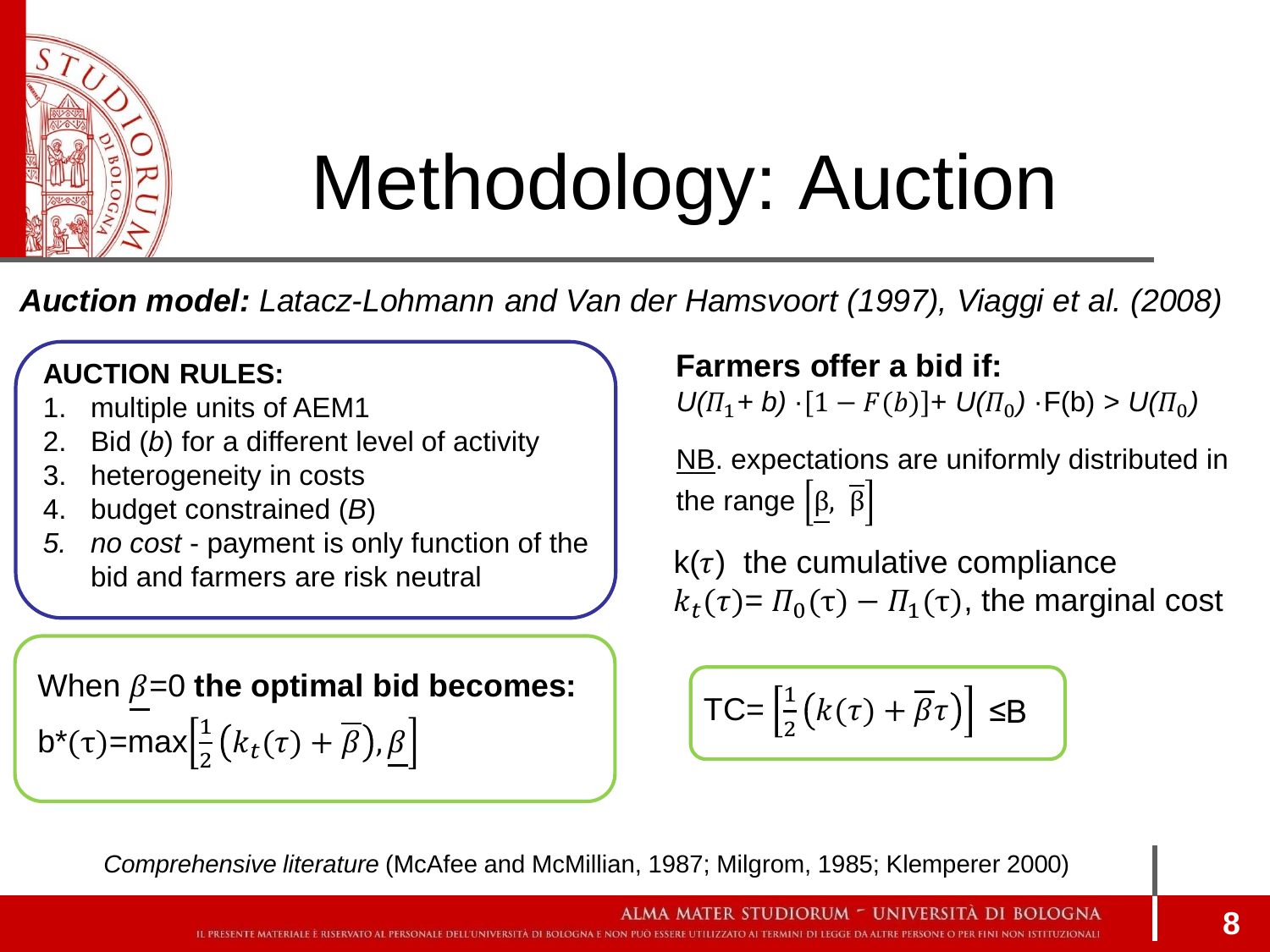# Methodology: Auction

***Auction model:*** *Latacz-Lohmann and Van der Hamsvoort (1997), Viaggi et al. (2008)*

**AUCTION RULES:**

1. multiple units of AEM1
2. Bid (*b*) for a different level of activity
3. heterogeneity in costs
4. budget constrained (*B*)
5. *no cost* - payment is only function of the bid and farmers are risk neutral

When $\underline{\beta}=0$ **the optimal bid becomes:**

$$b^*(\tau)=\max\left[\frac{1}{2}\left(k_t(\tau)+\overline{\beta}\right),\underline{\beta}\right]$$

**Farmers offer a bid if:**

$U(\Pi_1+b)\cdot[1-F(b)]+U(\Pi_0)\cdot F(b)>U(\Pi_0)$

NB. expectations are uniformly distributed in the range $\left[\underline{\beta},\ \overline{\beta}\right]$

$k(\tau)$ the cumulative compliance

$k_t(\tau)=\Pi_0(\tau)-\Pi_1(\tau)$, the marginal cost

$$TC=\left[\frac{1}{2}\left(k(\tau)+\overline{\beta}\tau\right)\right]\leq B$$

*Comprehensive literature* (McAfee and McMillian, 1987; Milgrom, 1985; Klemperer 2000)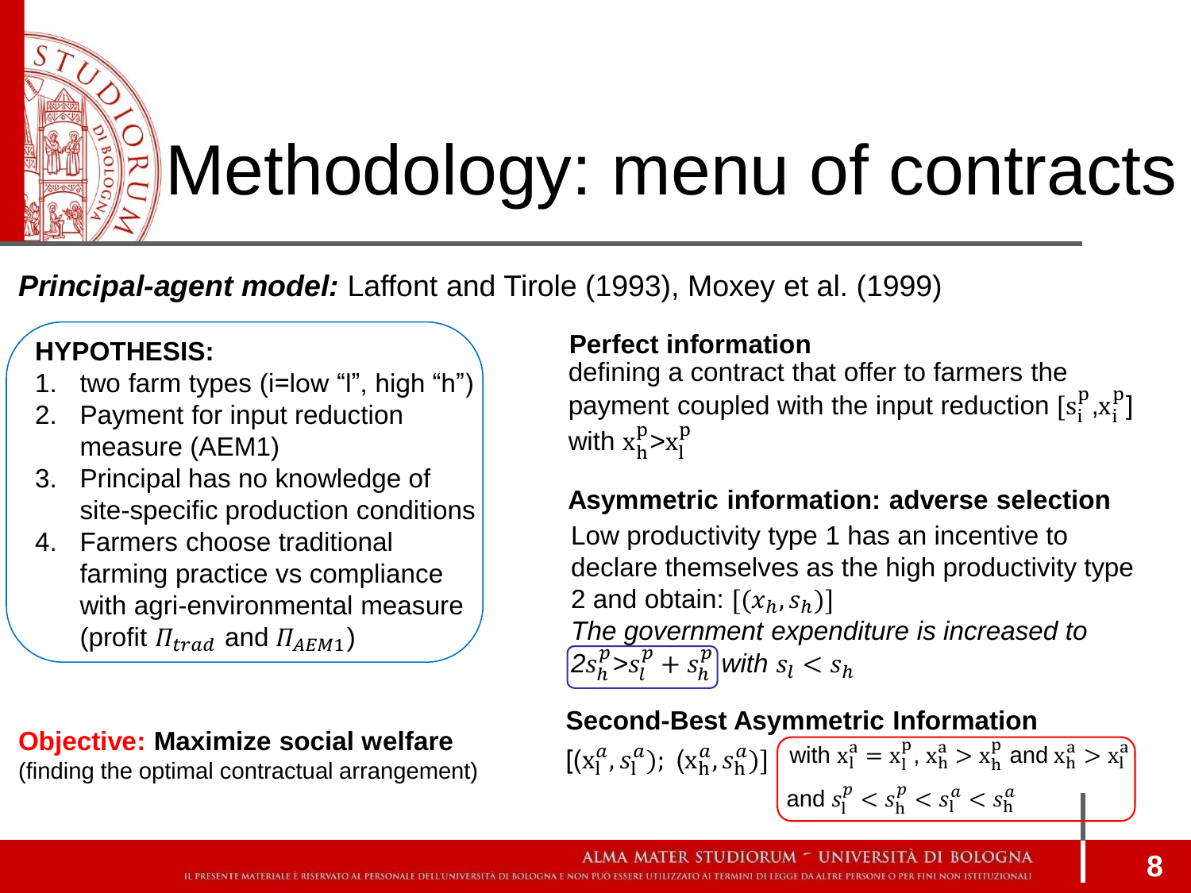# Methodology: menu of contracts

***Principal-agent model:*** Laffont and Tirole (1993), Moxey et al. (1999)

**HYPOTHESIS:**

1. two farm types (i=low “l”, high “h”)
2. Payment for input reduction measure (AEM1)
3. Principal has no knowledge of site-specific production conditions
4. Farmers choose traditional farming practice vs compliance with agri-environmental measure (profit $\Pi_{trad}$ and $\Pi_{AEM1}$)

**Objective: Maximize social welfare**
(finding the optimal contractual arrangement)

**Perfect information**
defining a contract that offer to farmers the payment coupled with the input reduction $[s_i^p, x_i^p]$ with $x_h^p > x_l^p$

**Asymmetric information: adverse selection**
Low productivity type 1 has an incentive to declare themselves as the high productivity type 2 and obtain: $[(x_h, s_h)]$
*The government expenditure is increased to* $2s_h^p > s_l^p + s_h^p$ *with* $s_l < s_h$

**Second-Best Asymmetric Information**
$[(x_l^a, s_l^a);\ (x_h^a, s_h^a)]$ with $x_l^a = x_l^p$, $x_h^a > x_h^p$ and $x_h^a > x_l^a$ and $s_l^p < s_h^p < s_l^a < s_h^a$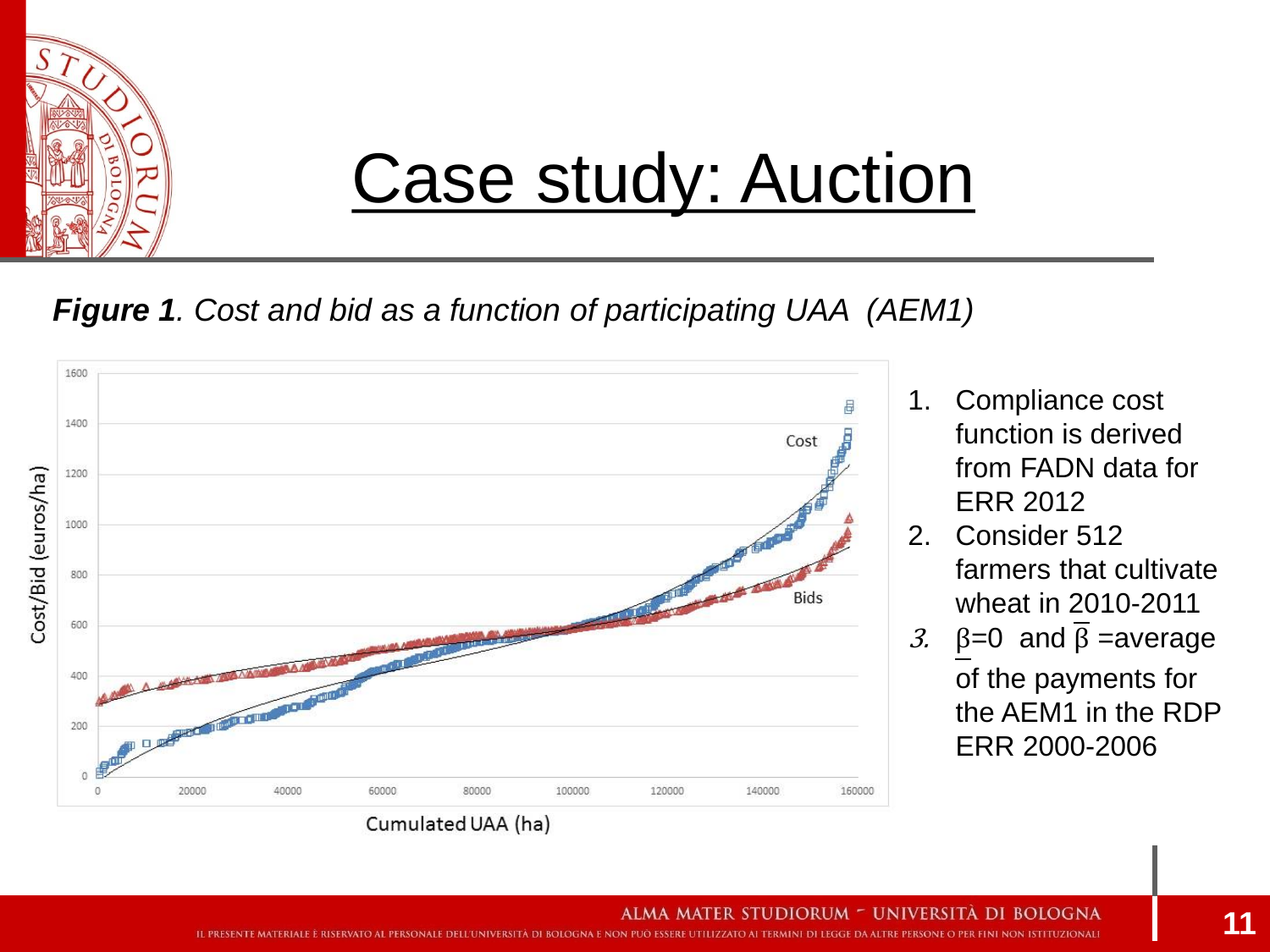# Case study: Auction

***Figure 1**. Cost and bid as a function of participating UAA (AEM1)*

1. Compliance cost function is derived from FADN data for ERR 2012
2. Consider 512 farmers that cultivate wheat in 2010-2011
3. $\underline{\beta}$=0 and $\overline{\beta}$ =average of the payments for the AEM1 in the RDP ERR 2000-2006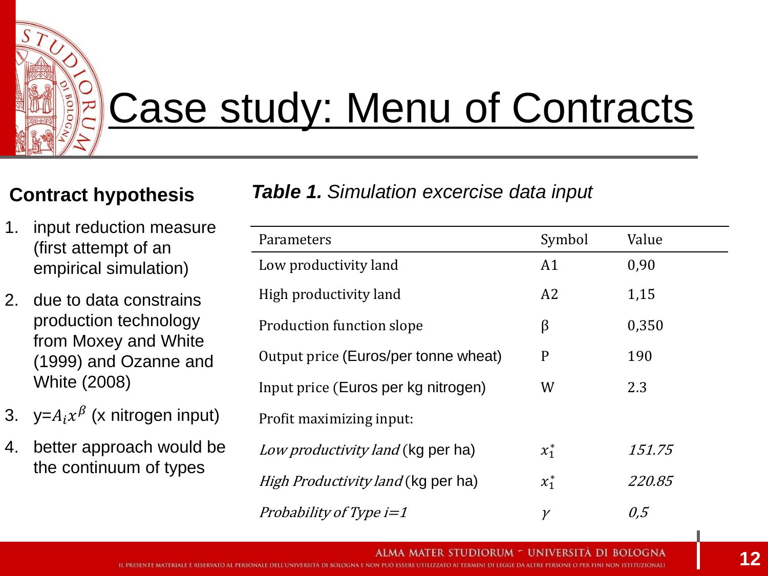# Case study: Menu of Contracts

### Contract hypothesis

1. input reduction measure (first attempt of an empirical simulation)
2. due to data constrains production technology from Moxey and White (1999) and Ozanne and White (2008)
3. y=$A_i x^\beta$ (x nitrogen input)
4. better approach would be the continuum of types

***Table 1.*** *Simulation excercise data input*

| Parameters | Symbol | Value |
|---|---|---|
| Low productivity land | A1 | 0,90 |
| High productivity land | A2 | 1,15 |
| Production function slope | β | 0,350 |
| Output price (Euros/per tonne wheat) | P | 190 |
| Input price (Euros per kg nitrogen) | W | 2.3 |
| Profit maximizing input: | | |
| *Low productivity land* (kg per ha) | $x_1^*$ | *151.75* |
| *High Productivity land* (kg per ha) | $x_1^*$ | *220.85* |
| *Probability of Type i=1* | $\gamma$ | *0,5* |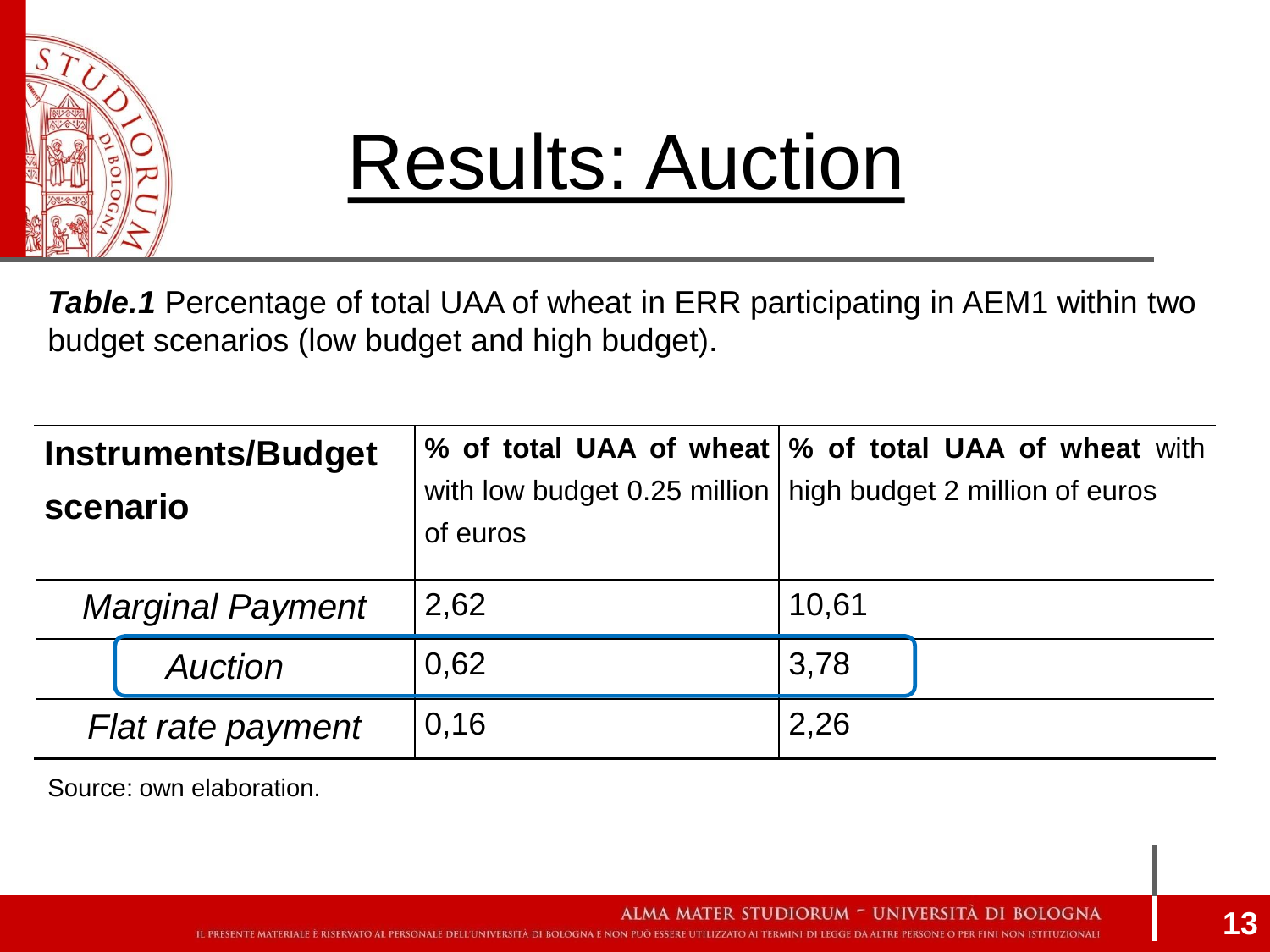# Results: Auction

***Table.1*** Percentage of total UAA of wheat in ERR participating in AEM1 within two budget scenarios (low budget and high budget).

| **Instruments/Budget scenario** | **% of total UAA of wheat** with low budget 0.25 million of euros | **% of total UAA of wheat** with high budget 2 million of euros |
|---|---|---|
| *Marginal Payment* | 2,62 | 10,61 |
| *Auction* | 0,62 | 3,78 |
| *Flat rate payment* | 0,16 | 2,26 |

Source: own elaboration.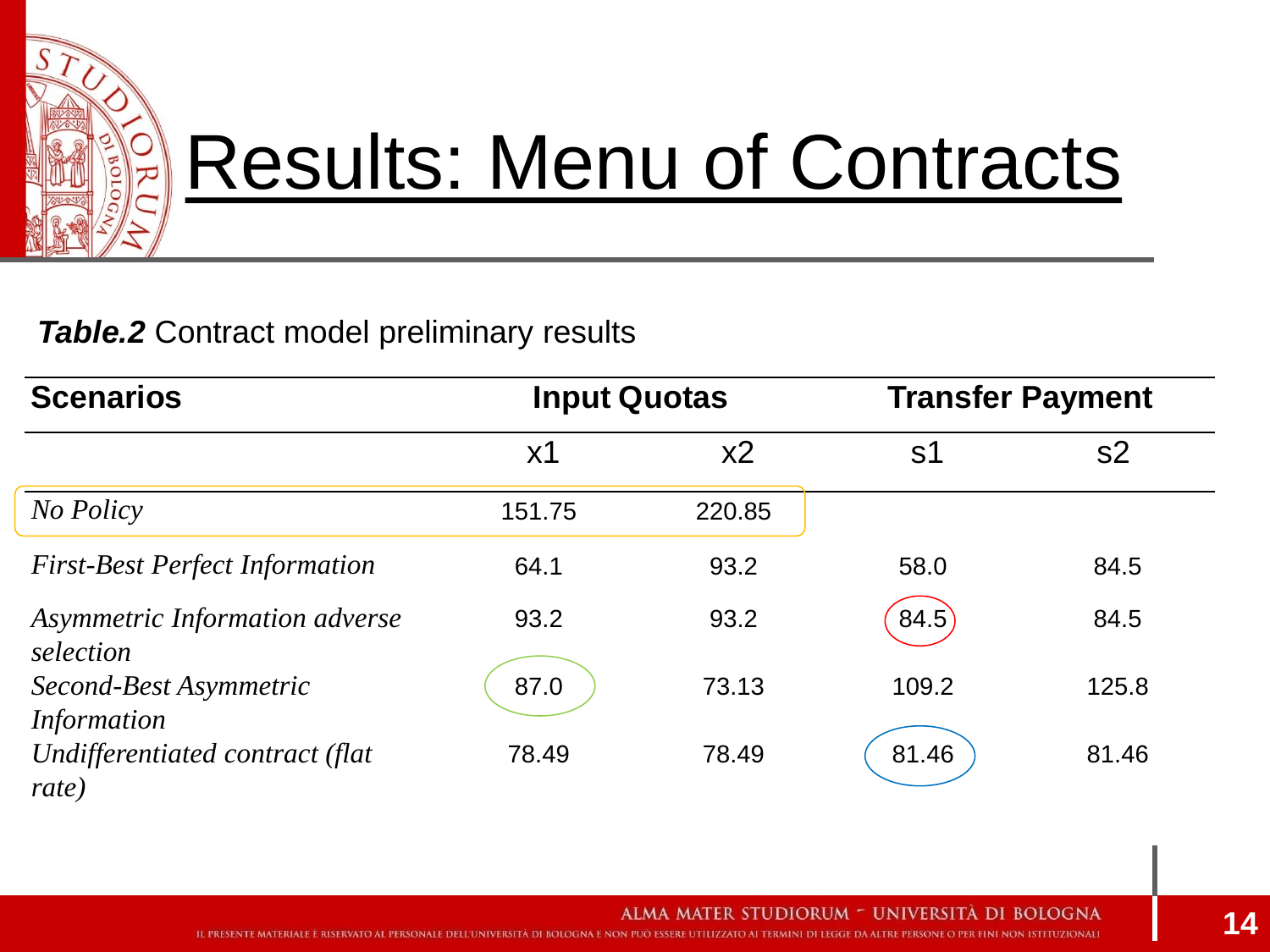# Results: Menu of Contracts

***Table.2*** Contract model preliminary results

| Scenarios | Input Quotas | | Transfer Payment | |
|---|---|---|---|---|
| | $x1$ | $x2$ | $s1$ | $s2$ |
| *No Policy* | 151.75 | 220.85 | | |
| *First-Best Perfect Information* | 64.1 | 93.2 | 58.0 | 84.5 |
| *Asymmetric Information adverse selection* | 93.2 | 93.2 | 84.5 | 84.5 |
| *Second-Best Asymmetric Information* | 87.0 | 73.13 | 109.2 | 125.8 |
| *Undifferentiated contract (flat rate)* | 78.49 | 78.49 | 81.46 | 81.46 |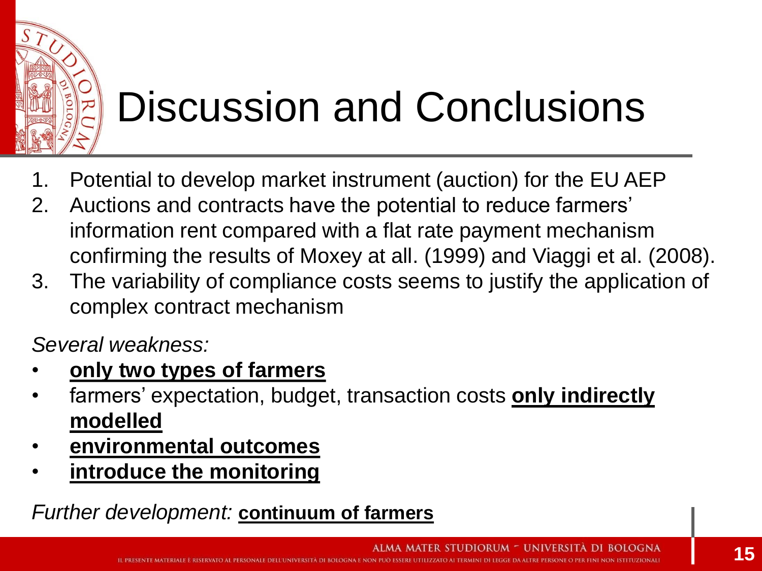# Discussion and Conclusions

1. Potential to develop market instrument (auction) for the EU AEP
2. Auctions and contracts have the potential to reduce farmers' information rent compared with a flat rate payment mechanism confirming the results of Moxey at all. (1999) and Viaggi et al. (2008).
3. The variability of compliance costs seems to justify the application of complex contract mechanism

*Several weakness:*

- **only two types of farmers**
- farmers' expectation, budget, transaction costs **only indirectly modelled**
- **environmental outcomes**
- **introduce the monitoring**

*Further development:* **continuum of farmers**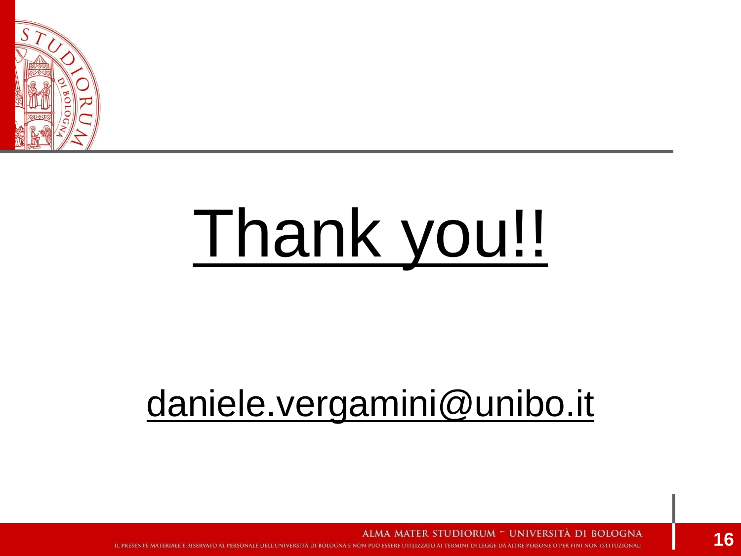# Thank you!!

daniele.vergamini@unibo.it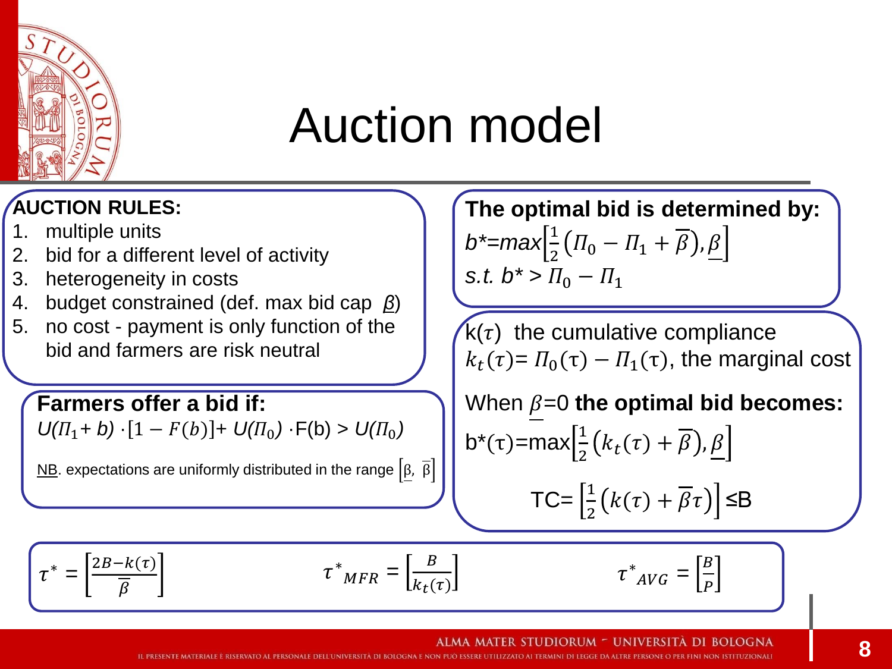# Auction model

**AUCTION RULES:**

1. multiple units
2. bid for a different level of activity
3. heterogeneity in costs
4. budget constrained (def. max bid cap $\underline{\beta}$)
5. no cost - payment is only function of the bid and farmers are risk neutral

**Farmers offer a bid if:**

$U(\Pi_1 + b) \cdot [1 - F(b)] + U(\Pi_0) \cdot F(b) > U(\Pi_0)$

NB. expectations are uniformly distributed in the range $\left[\underline{\beta}, \overline{\beta}\right]$

**The optimal bid is determined by:**

$b^* = max\left[\frac{1}{2}\left(\Pi_0 - \Pi_1 + \overline{\beta}\right), \underline{\beta}\right]$

*s.t.* $b^* > \Pi_0 - \Pi_1$

$k(\tau)$ the cumulative compliance

$k_t(\tau) = \Pi_0(\tau) - \Pi_1(\tau)$, the marginal cost

When $\underline{\beta}=0$ **the optimal bid becomes:**

$b^*(\tau) = \max\left[\frac{1}{2}\left(k_t(\tau) + \overline{\beta}\right), \underline{\beta}\right]$

$$TC = \left[\frac{1}{2}\left(k(\tau) + \overline{\beta}\tau\right)\right] \leq B$$

$$\tau^* = \left[\frac{2B - k(\tau)}{\overline{\beta}}\right] \qquad \tau^*_{MFR} = \left[\frac{B}{k_t(\tau)}\right] \qquad \tau^*_{AVG} = \left[\frac{B}{P}\right]$$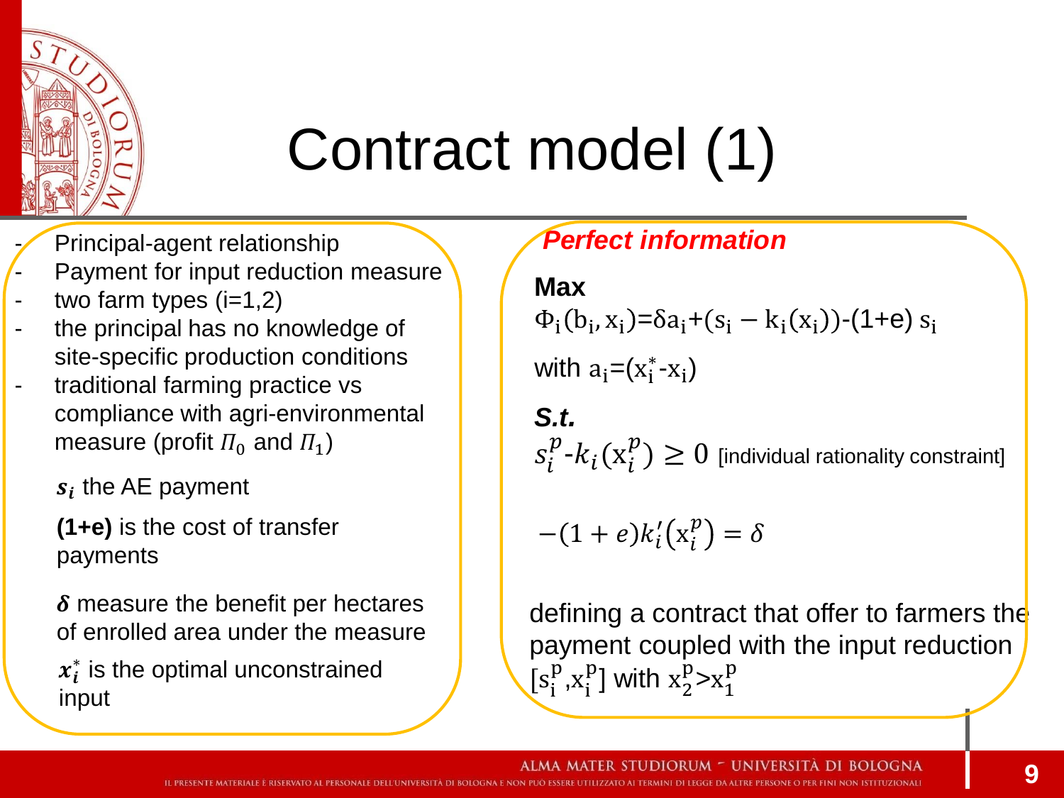# Contract model (1)

- Principal-agent relationship
- Payment for input reduction measure
- two farm types (i=1,2)
- the principal has no knowledge of site-specific production conditions
- traditional farming practice vs compliance with agri-environmental measure (profit $\Pi_0$ and $\Pi_1$)

$s_i$ the AE payment

**(1+e)** is the cost of transfer payments

$\delta$ measure the benefit per hectares of enrolled area under the measure

$x_i^*$ is the optimal unconstrained input

***Perfect information***

**Max**

$\Phi_i(b_i, x_i) = \delta a_i + (s_i - k_i(x_i)) - (1+e)\, s_i$

with $a_i = (x_i^* - x_i)$

***S.t.***

$s_i^p - k_i(x_i^p) \geq 0$ [individual rationality constraint]

$-(1+e)k_i'(x_i^p) = \delta$

defining a contract that offer to farmers the payment coupled with the input reduction $[s_i^p, x_i^p]$ with $x_2^p > x_1^p$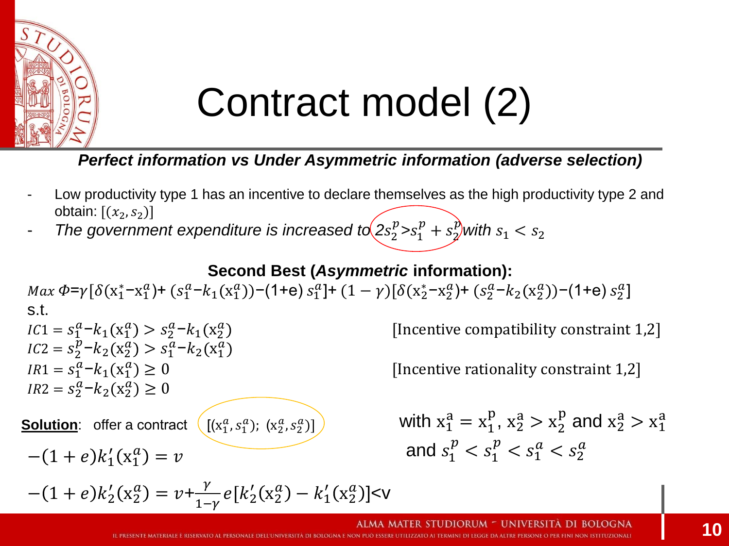# Contract model (2)

***Perfect information vs Under Asymmetric information (adverse selection)***

- Low productivity type 1 has an incentive to declare themselves as the high productivity type 2 and obtain: $[(x_2, s_2)]$
- *The government expenditure is increased to* $2s_2^p > s_1^p + s_2^p$ *with* $s_1 < s_2$

### Second Best (*Asymmetric* information):

$$Max\ \Phi = \gamma[\delta(x_1^* - x_1^a) + (s_1^a - k_1(x_1^a)) - (1+e)\, s_1^a] + (1-\gamma)[\delta(x_2^* - x_2^a) + (s_2^a - k_2(x_2^a)) - (1+e)\, s_2^a]$$

s.t.

$IC1 = s_1^a - k_1(x_1^a) > s_2^a - k_1(x_2^a)$

$IC2 = s_2^p - k_2(x_2^a) > s_1^a - k_2(x_1^a)$

[Incentive compatibility constraint 1,2]

$IR1 = s_1^a - k_1(x_1^a) \geq 0$

$IR2 = s_2^a - k_2(x_2^a) \geq 0$

[Incentive rationality constraint 1,2]

**Solution**: offer a contract $[(x_1^a, s_1^a);\ (x_2^a, s_2^a)]$

with $x_1^a = x_1^p$, $x_2^a > x_2^p$ and $x_2^a > x_1^a$ and $s_1^p < s_1^p < s_1^a < s_2^a$

$$-(1+e)k_1'(x_1^a) = v$$

$$-(1+e)k_2'(x_2^a) = v + \frac{\gamma}{1-\gamma} e[k_2'(x_2^a) - k_1'(x_2^a)] < v$$